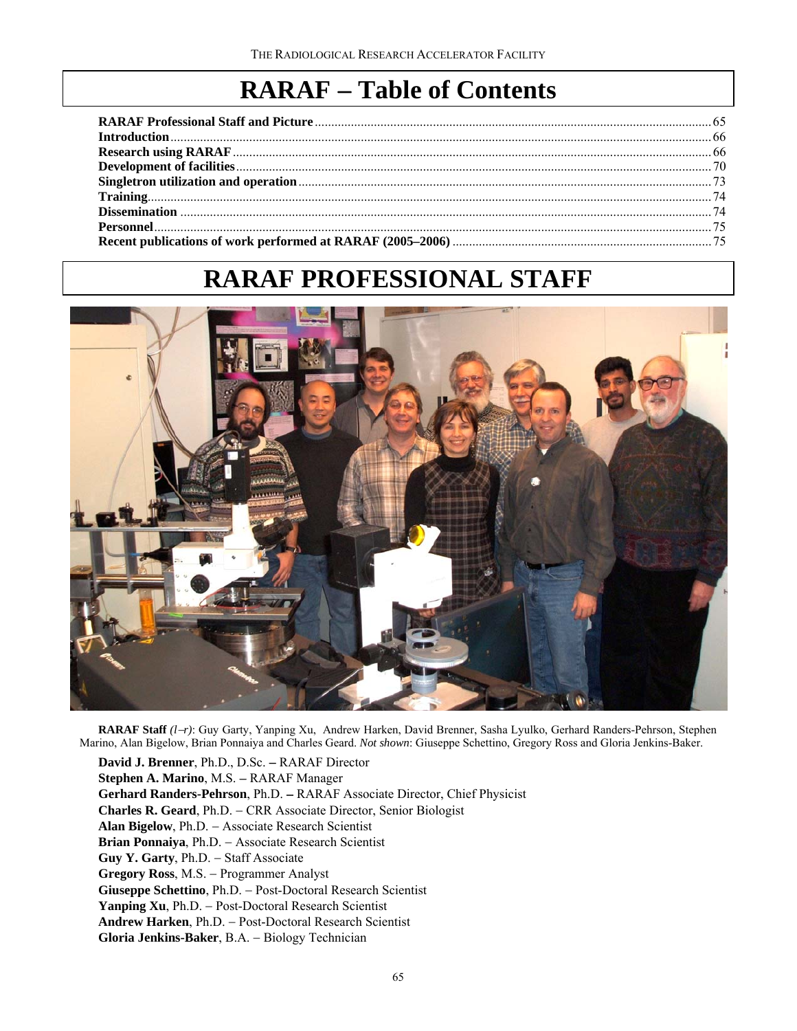# RARAF – Table of Contents

**RARAF Professional Staff and Picture** .......... 65
**Introduction** .......... 66
**Research using RARAF** .......... 66
**Development of facilities** .......... 70
**Singletron utilization and operation** .......... 73
**Training** .......... 74
**Dissemination** .......... 74
**Personnel** .......... 75
**Recent publications of work performed at RARAF (2005–2006)** .......... 75

# RARAF PROFESSIONAL STAFF

**RARAF Staff** *(l–r)*: Guy Garty, Yanping Xu, Andrew Harken, David Brenner, Sasha Lyulko, Gerhard Randers-Pehrson, Stephen Marino, Alan Bigelow, Brian Ponnaiya and Charles Geard. *Not shown*: Giuseppe Schettino, Gregory Ross and Gloria Jenkins-Baker.

**David J. Brenner**, Ph.D., D.Sc. – RARAF Director
**Stephen A. Marino**, M.S. – RARAF Manager
**Gerhard Randers-Pehrson**, Ph.D. – RARAF Associate Director, Chief Physicist
**Charles R. Geard**, Ph.D. – CRR Associate Director, Senior Biologist
**Alan Bigelow**, Ph.D. – Associate Research Scientist
**Brian Ponnaiya**, Ph.D. – Associate Research Scientist
**Guy Y. Garty**, Ph.D. – Staff Associate
**Gregory Ross**, M.S. – Programmer Analyst
**Giuseppe Schettino**, Ph.D. – Post-Doctoral Research Scientist
**Yanping Xu**, Ph.D. – Post-Doctoral Research Scientist
**Andrew Harken**, Ph.D. – Post-Doctoral Research Scientist
**Gloria Jenkins-Baker**, B.A. – Biology Technician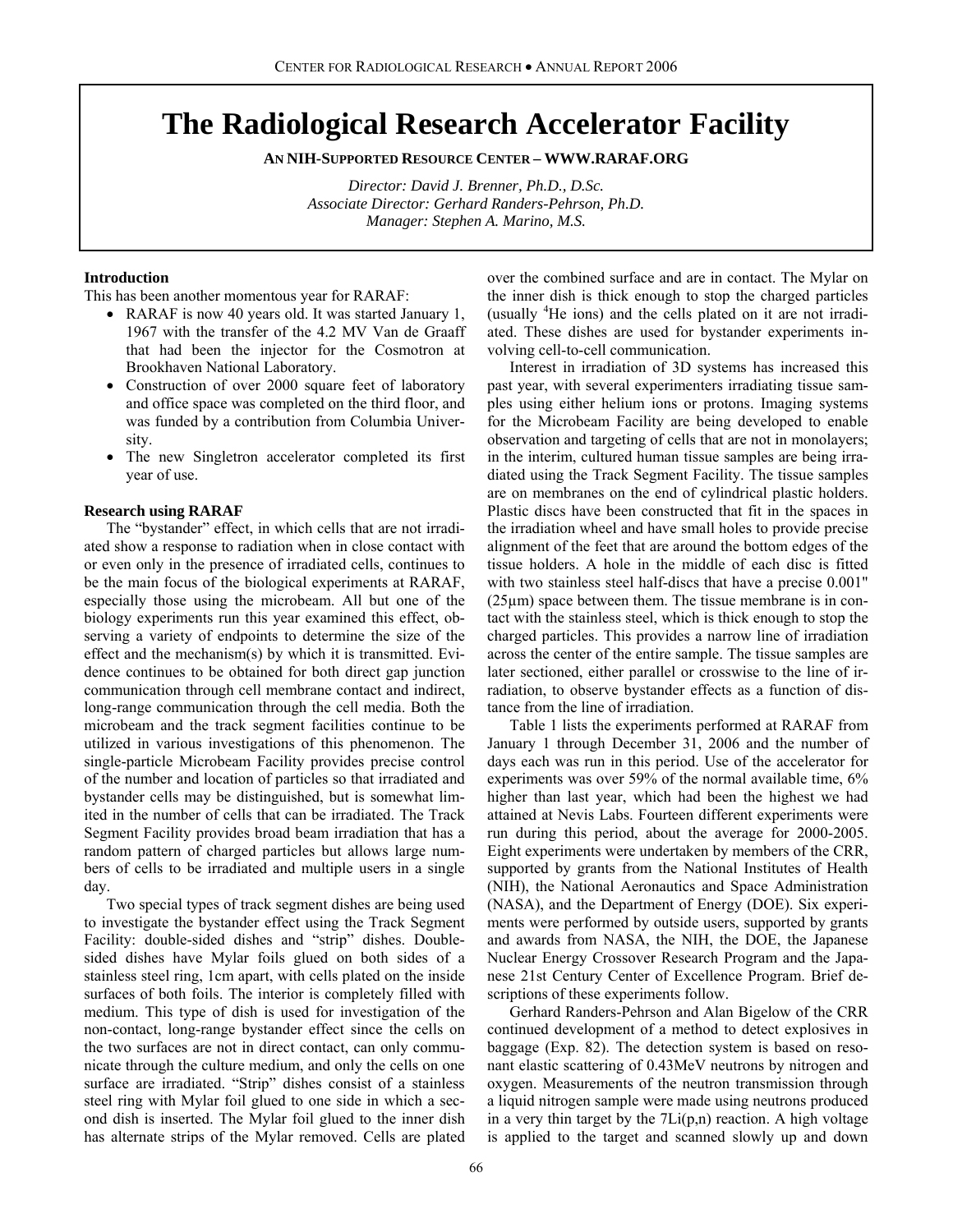# The Radiological Research Accelerator Facility

**AN NIH-SUPPORTED RESOURCE CENTER – WWW.RARAF.ORG**

*Director: David J. Brenner, Ph.D., D.Sc.*
*Associate Director: Gerhard Randers-Pehrson, Ph.D.*
*Manager: Stephen A. Marino, M.S.*

**Introduction**

This has been another momentous year for RARAF:

- RARAF is now 40 years old. It was started January 1, 1967 with the transfer of the 4.2 MV Van de Graaff that had been the injector for the Cosmotron at Brookhaven National Laboratory.
- Construction of over 2000 square feet of laboratory and office space was completed on the third floor, and was funded by a contribution from Columbia University.
- The new Singletron accelerator completed its first year of use.

**Research using RARAF**

The "bystander" effect, in which cells that are not irradiated show a response to radiation when in close contact with or even only in the presence of irradiated cells, continues to be the main focus of the biological experiments at RARAF, especially those using the microbeam. All but one of the biology experiments run this year examined this effect, observing a variety of endpoints to determine the size of the effect and the mechanism(s) by which it is transmitted. Evidence continues to be obtained for both direct gap junction communication through cell membrane contact and indirect, long-range communication through the cell media. Both the microbeam and the track segment facilities continue to be utilized in various investigations of this phenomenon. The single-particle Microbeam Facility provides precise control of the number and location of particles so that irradiated and bystander cells may be distinguished, but is somewhat limited in the number of cells that can be irradiated. The Track Segment Facility provides broad beam irradiation that has a random pattern of charged particles but allows large numbers of cells to be irradiated and multiple users in a single day.

Two special types of track segment dishes are being used to investigate the bystander effect using the Track Segment Facility: double-sided dishes and "strip" dishes. Double-sided dishes have Mylar foils glued on both sides of a stainless steel ring, 1cm apart, with cells plated on the inside surfaces of both foils. The interior is completely filled with medium. This type of dish is used for investigation of the non-contact, long-range bystander effect since the cells on the two surfaces are not in direct contact, can only communicate through the culture medium, and only the cells on one surface are irradiated. "Strip" dishes consist of a stainless steel ring with Mylar foil glued to one side in which a second dish is inserted. The Mylar foil glued to the inner dish has alternate strips of the Mylar removed. Cells are plated over the combined surface and are in contact. The Mylar on the inner dish is thick enough to stop the charged particles (usually $^4$He ions) and the cells plated on it are not irradiated. These dishes are used for bystander experiments involving cell-to-cell communication.

Interest in irradiation of 3D systems has increased this past year, with several experimenters irradiating tissue samples using either helium ions or protons. Imaging systems for the Microbeam Facility are being developed to enable observation and targeting of cells that are not in monolayers; in the interim, cultured human tissue samples are being irradiated using the Track Segment Facility. The tissue samples are on membranes on the end of cylindrical plastic holders. Plastic discs have been constructed that fit in the spaces in the irradiation wheel and have small holes to provide precise alignment of the feet that are around the bottom edges of the tissue holders. A hole in the middle of each disc is fitted with two stainless steel half-discs that have a precise 0.001" (25μm) space between them. The tissue membrane is in contact with the stainless steel, which is thick enough to stop the charged particles. This provides a narrow line of irradiation across the center of the entire sample. The tissue samples are later sectioned, either parallel or crosswise to the line of irradiation, to observe bystander effects as a function of distance from the line of irradiation.

Table 1 lists the experiments performed at RARAF from January 1 through December 31, 2006 and the number of days each was run in this period. Use of the accelerator for experiments was over 59% of the normal available time, 6% higher than last year, which had been the highest we had attained at Nevis Labs. Fourteen different experiments were run during this period, about the average for 2000-2005. Eight experiments were undertaken by members of the CRR, supported by grants from the National Institutes of Health (NIH), the National Aeronautics and Space Administration (NASA), and the Department of Energy (DOE). Six experiments were performed by outside users, supported by grants and awards from NASA, the NIH, the DOE, the Japanese Nuclear Energy Crossover Research Program and the Japanese 21st Century Center of Excellence Program. Brief descriptions of these experiments follow.

Gerhard Randers-Pehrson and Alan Bigelow of the CRR continued development of a method to detect explosives in baggage (Exp. 82). The detection system is based on resonant elastic scattering of 0.43MeV neutrons by nitrogen and oxygen. Measurements of the neutron transmission through a liquid nitrogen sample were made using neutrons produced in a very thin target by the 7Li(p,n) reaction. A high voltage is applied to the target and scanned slowly up and down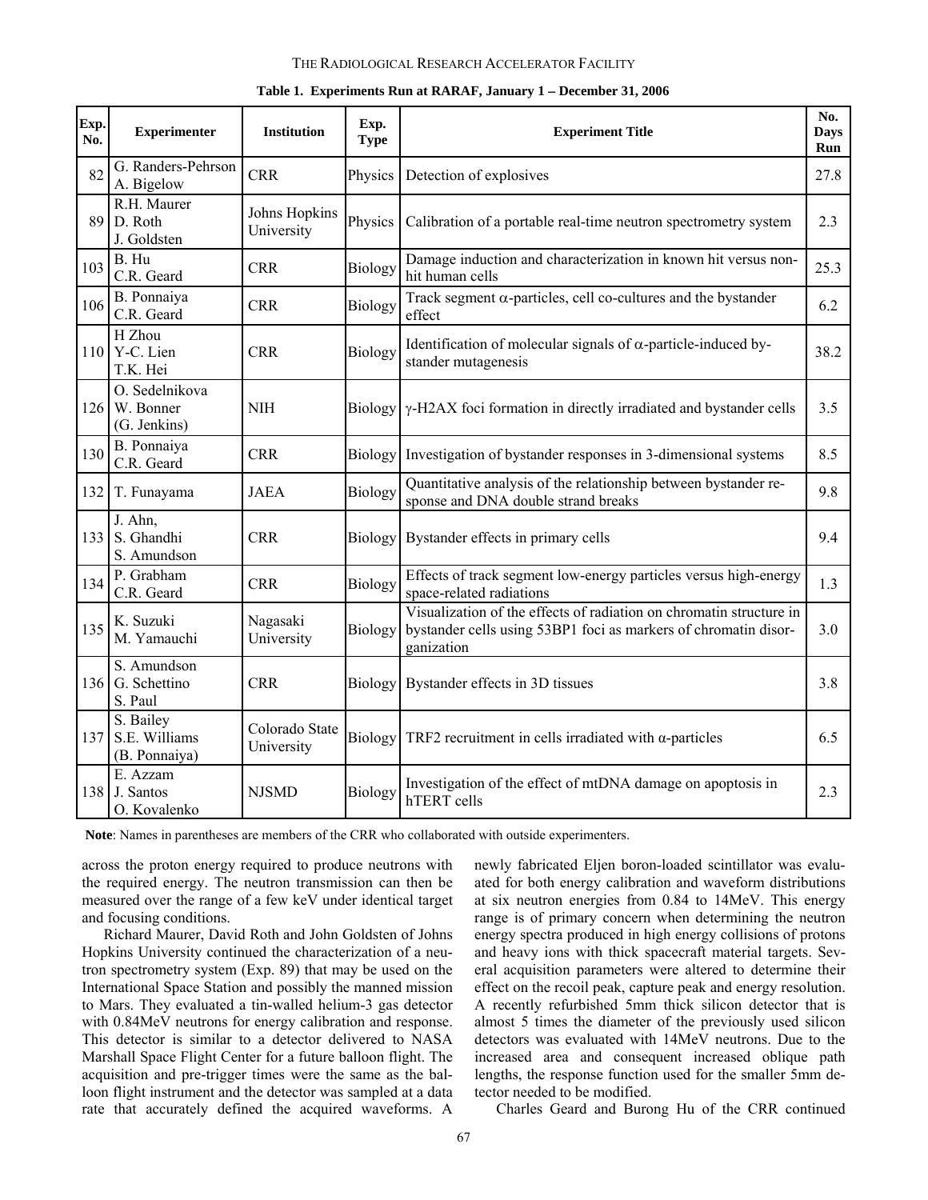**Table 1. Experiments Run at RARAF, January 1 – December 31, 2006**

| Exp. No. | Experimenter | Institution | Exp. Type | Experiment Title | No. Days Run |
|---|---|---|---|---|---|
| 82 | G. Randers-Pehrson<br>A. Bigelow | CRR | Physics | Detection of explosives | 27.8 |
| 89 | R.H. Maurer<br>D. Roth<br>J. Goldsten | Johns Hopkins University | Physics | Calibration of a portable real-time neutron spectrometry system | 2.3 |
| 103 | B. Hu<br>C.R. Geard | CRR | Biology | Damage induction and characterization in known hit versus non-hit human cells | 25.3 |
| 106 | B. Ponnaiya<br>C.R. Geard | CRR | Biology | Track segment $\alpha$-particles, cell co-cultures and the bystander effect | 6.2 |
| 110 | H Zhou<br>Y-C. Lien<br>T.K. Hei | CRR | Biology | Identification of molecular signals of $\alpha$-particle-induced by-stander mutagenesis | 38.2 |
| 126 | O. Sedelnikova<br>W. Bonner<br>(G. Jenkins) | NIH | Biology | $\gamma$-H2AX foci formation in directly irradiated and bystander cells | 3.5 |
| 130 | B. Ponnaiya<br>C.R. Geard | CRR | Biology | Investigation of bystander responses in 3-dimensional systems | 8.5 |
| 132 | T. Funayama | JAEA | Biology | Quantitative analysis of the relationship between bystander re-sponse and DNA double strand breaks | 9.8 |
| 133 | J. Ahn,<br>S. Ghandhi<br>S. Amundson | CRR | Biology | Bystander effects in primary cells | 9.4 |
| 134 | P. Grabham<br>C.R. Geard | CRR | Biology | Effects of track segment low-energy particles versus high-energy space-related radiations | 1.3 |
| 135 | K. Suzuki<br>M. Yamauchi | Nagasaki University | Biology | Visualization of the effects of radiation on chromatin structure in bystander cells using 53BP1 foci as markers of chromatin disor-ganization | 3.0 |
| 136 | S. Amundson<br>G. Schettino<br>S. Paul | CRR | Biology | Bystander effects in 3D tissues | 3.8 |
| 137 | S. Bailey<br>S.E. Williams<br>(B. Ponnaiya) | Colorado State University | Biology | TRF2 recruitment in cells irradiated with $\alpha$-particles | 6.5 |
| 138 | E. Azzam<br>J. Santos<br>O. Kovalenko | NJSMD | Biology | Investigation of the effect of mtDNA damage on apoptosis in hTERT cells | 2.3 |

**Note**: Names in parentheses are members of the CRR who collaborated with outside experimenters.

across the proton energy required to produce neutrons with the required energy. The neutron transmission can then be measured over the range of a few keV under identical target and focusing conditions.

Richard Maurer, David Roth and John Goldsten of Johns Hopkins University continued the characterization of a neutron spectrometry system (Exp. 89) that may be used on the International Space Station and possibly the manned mission to Mars. They evaluated a tin-walled helium-3 gas detector with 0.84MeV neutrons for energy calibration and response. This detector is similar to a detector delivered to NASA Marshall Space Flight Center for a future balloon flight. The acquisition and pre-trigger times were the same as the balloon flight instrument and the detector was sampled at a data rate that accurately defined the acquired waveforms. A newly fabricated Eljen boron-loaded scintillator was evaluated for both energy calibration and waveform distributions at six neutron energies from 0.84 to 14MeV. This energy range is of primary concern when determining the neutron energy spectra produced in high energy collisions of protons and heavy ions with thick spacecraft material targets. Several acquisition parameters were altered to determine their effect on the recoil peak, capture peak and energy resolution. A recently refurbished 5mm thick silicon detector that is almost 5 times the diameter of the previously used silicon detectors was evaluated with 14MeV neutrons. Due to the increased area and consequent increased oblique path lengths, the response function used for the smaller 5mm detector needed to be modified.

Charles Geard and Burong Hu of the CRR continued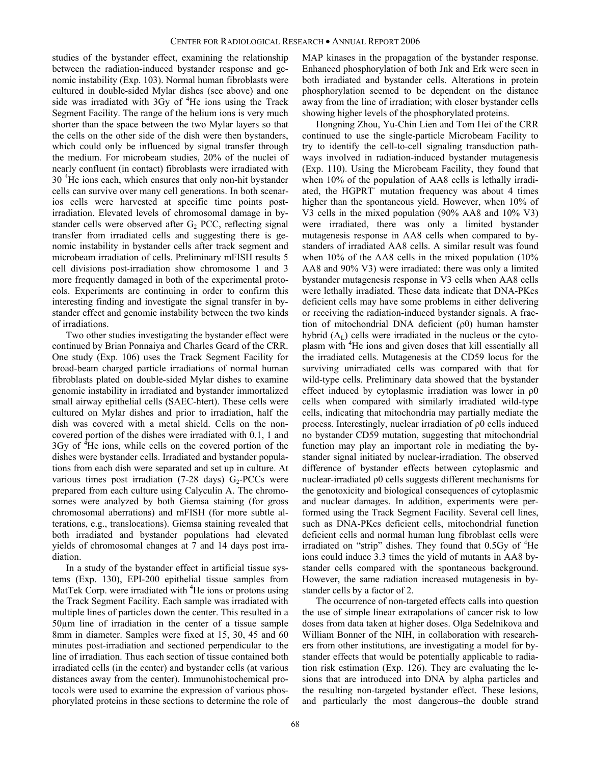studies of the bystander effect, examining the relationship between the radiation-induced bystander response and genomic instability (Exp. 103). Normal human fibroblasts were cultured in double-sided Mylar dishes (see above) and one side was irradiated with 3Gy of $^4$He ions using the Track Segment Facility. The range of the helium ions is very much shorter than the space between the two Mylar layers so that the cells on the other side of the dish were then bystanders, which could only be influenced by signal transfer through the medium. For microbeam studies, 20% of the nuclei of nearly confluent (in contact) fibroblasts were irradiated with 30 $^4$He ions each, which ensures that only non-hit bystander cells can survive over many cell generations. In both scenarios cells were harvested at specific time points post-irradiation. Elevated levels of chromosomal damage in bystander cells were observed after $G_2$ PCC, reflecting signal transfer from irradiated cells and suggesting there is genomic instability in bystander cells after track segment and microbeam irradiation of cells. Preliminary mFISH results 5 cell divisions post-irradiation show chromosome 1 and 3 more frequently damaged in both of the experimental protocols. Experiments are continuing in order to confirm this interesting finding and investigate the signal transfer in bystander effect and genomic instability between the two kinds of irradiations.

Two other studies investigating the bystander effect were continued by Brian Ponnaiya and Charles Geard of the CRR. One study (Exp. 106) uses the Track Segment Facility for broad-beam charged particle irradiations of normal human fibroblasts plated on double-sided Mylar dishes to examine genomic instability in irradiated and bystander immortalized small airway epithelial cells (SAEC-htert). These cells were cultured on Mylar dishes and prior to irradiation, half the dish was covered with a metal shield. Cells on the non-covered portion of the dishes were irradiated with 0.1, 1 and 3Gy of $^4$He ions, while cells on the covered portion of the dishes were bystander cells. Irradiated and bystander populations from each dish were separated and set up in culture. At various times post irradiation (7-28 days) $G_2$-PCCs were prepared from each culture using Calyculin A. The chromosomes were analyzed by both Giemsa staining (for gross chromosomal aberrations) and mFISH (for more subtle alterations, e.g., translocations). Giemsa staining revealed that both irradiated and bystander populations had elevated yields of chromosomal changes at 7 and 14 days post irradiation.

In a study of the bystander effect in artificial tissue systems (Exp. 130), EPI-200 epithelial tissue samples from MatTek Corp. were irradiated with $^4$He ions or protons using the Track Segment Facility. Each sample was irradiated with multiple lines of particles down the center. This resulted in a 50μm line of irradiation in the center of a tissue sample 8mm in diameter. Samples were fixed at 15, 30, 45 and 60 minutes post-irradiation and sectioned perpendicular to the line of irradiation. Thus each section of tissue contained both irradiated cells (in the center) and bystander cells (at various distances away from the center). Immunohistochemical protocols were used to examine the expression of various phosphorylated proteins in these sections to determine the role of MAP kinases in the propagation of the bystander response. Enhanced phosphorylation of both Jnk and Erk were seen in both irradiated and bystander cells. Alterations in protein phosphorylation seemed to be dependent on the distance away from the line of irradiation; with closer bystander cells showing higher levels of the phosphorylated proteins.

Hongning Zhou, Yu-Chin Lien and Tom Hei of the CRR continued to use the single-particle Microbeam Facility to try to identify the cell-to-cell signaling transduction pathways involved in radiation-induced bystander mutagenesis (Exp. 110). Using the Microbeam Facility, they found that when 10% of the population of AA8 cells is lethally irradiated, the HGPRT$^-$ mutation frequency was about 4 times higher than the spontaneous yield. However, when 10% of V3 cells in the mixed population (90% AA8 and 10% V3) were irradiated, there was only a limited bystander mutagenesis response in AA8 cells when compared to bystanders of irradiated AA8 cells. A similar result was found when 10% of the AA8 cells in the mixed population (10% AA8 and 90% V3) were irradiated: there was only a limited bystander mutagenesis response in V3 cells when AA8 cells were lethally irradiated. These data indicate that DNA-PKcs deficient cells may have some problems in either delivering or receiving the radiation-induced bystander signals. A fraction of mitochondrial DNA deficient (ρ0) human hamster hybrid ($A_L$) cells were irradiated in the nucleus or the cytoplasm with $^4$He ions and given doses that kill essentially all the irradiated cells. Mutagenesis at the CD59 locus for the surviving unirradiated cells was compared with that for wild-type cells. Preliminary data showed that the bystander effect induced by cytoplasmic irradiation was lower in ρ0 cells when compared with similarly irradiated wild-type cells, indicating that mitochondria may partially mediate the process. Interestingly, nuclear irradiation of ρ0 cells induced no bystander CD59 mutation, suggesting that mitochondrial function may play an important role in mediating the bystander signal initiated by nuclear-irradiation. The observed difference of bystander effects between cytoplasmic and nuclear-irradiated ρ0 cells suggests different mechanisms for the genotoxicity and biological consequences of cytoplasmic and nuclear damages. In addition, experiments were performed using the Track Segment Facility. Several cell lines, such as DNA-PKcs deficient cells, mitochondrial function deficient cells and normal human lung fibroblast cells were irradiated on "strip" dishes. They found that 0.5Gy of $^4$He ions could induce 3.3 times the yield of mutants in AA8 bystander cells compared with the spontaneous background. However, the same radiation increased mutagenesis in bystander cells by a factor of 2.

The occurrence of non-targeted effects calls into question the use of simple linear extrapolations of cancer risk to low doses from data taken at higher doses. Olga Sedelnikova and William Bonner of the NIH, in collaboration with researchers from other institutions, are investigating a model for bystander effects that would be potentially applicable to radiation risk estimation (Exp. 126). They are evaluating the lesions that are introduced into DNA by alpha particles and the resulting non-targeted bystander effect. These lesions, and particularly the most dangerous–the double strand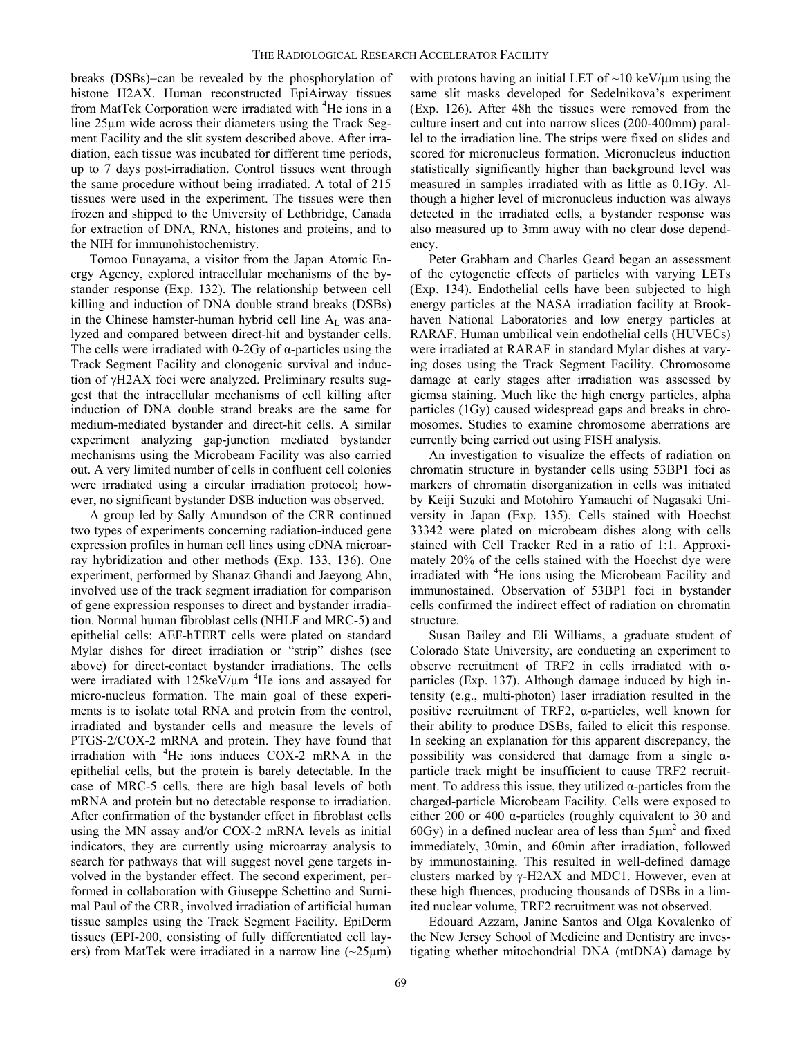breaks (DSBs)–can be revealed by the phosphorylation of histone H2AX. Human reconstructed EpiAirway tissues from MatTek Corporation were irradiated with $^4$He ions in a line 25μm wide across their diameters using the Track Segment Facility and the slit system described above. After irradiation, each tissue was incubated for different time periods, up to 7 days post-irradiation. Control tissues went through the same procedure without being irradiated. A total of 215 tissues were used in the experiment. The tissues were then frozen and shipped to the University of Lethbridge, Canada for extraction of DNA, RNA, histones and proteins, and to the NIH for immunohistochemistry.

Tomoo Funayama, a visitor from the Japan Atomic Energy Agency, explored intracellular mechanisms of the bystander response (Exp. 132). The relationship between cell killing and induction of DNA double strand breaks (DSBs) in the Chinese hamster-human hybrid cell line $A_L$ was analyzed and compared between direct-hit and bystander cells. The cells were irradiated with 0-2Gy of α-particles using the Track Segment Facility and clonogenic survival and induction of γH2AX foci were analyzed. Preliminary results suggest that the intracellular mechanisms of cell killing after induction of DNA double strand breaks are the same for medium-mediated bystander and direct-hit cells. A similar experiment analyzing gap-junction mediated bystander mechanisms using the Microbeam Facility was also carried out. A very limited number of cells in confluent cell colonies were irradiated using a circular irradiation protocol; however, no significant bystander DSB induction was observed.

A group led by Sally Amundson of the CRR continued two types of experiments concerning radiation-induced gene expression profiles in human cell lines using cDNA microarray hybridization and other methods (Exp. 133, 136). One experiment, performed by Shanaz Ghandi and Jaeyong Ahn, involved use of the track segment irradiation for comparison of gene expression responses to direct and bystander irradiation. Normal human fibroblast cells (NHLF and MRC-5) and epithelial cells: AEF-hTERT cells were plated on standard Mylar dishes for direct irradiation or "strip" dishes (see above) for direct-contact bystander irradiations. The cells were irradiated with 125keV/μm $^4$He ions and assayed for micro-nucleus formation. The main goal of these experiments is to isolate total RNA and protein from the control, irradiated and bystander cells and measure the levels of PTGS-2/COX-2 mRNA and protein. They have found that irradiation with $^4$He ions induces COX-2 mRNA in the epithelial cells, but the protein is barely detectable. In the case of MRC-5 cells, there are high basal levels of both mRNA and protein but no detectable response to irradiation. After confirmation of the bystander effect in fibroblast cells using the MN assay and/or COX-2 mRNA levels as initial indicators, they are currently using microarray analysis to search for pathways that will suggest novel gene targets involved in the bystander effect. The second experiment, performed in collaboration with Giuseppe Schettino and Surnimal Paul of the CRR, involved irradiation of artificial human tissue samples using the Track Segment Facility. EpiDerm tissues (EPI-200, consisting of fully differentiated cell layers) from MatTek were irradiated in a narrow line (~25μm) with protons having an initial LET of ~10 keV/μm using the same slit masks developed for Sedelnikova's experiment (Exp. 126). After 48h the tissues were removed from the culture insert and cut into narrow slices (200-400mm) parallel to the irradiation line. The strips were fixed on slides and scored for micronucleus formation. Micronucleus induction statistically significantly higher than background level was measured in samples irradiated with as little as 0.1Gy. Although a higher level of micronucleus induction was always detected in the irradiated cells, a bystander response was also measured up to 3mm away with no clear dose dependency.

Peter Grabham and Charles Geard began an assessment of the cytogenetic effects of particles with varying LETs (Exp. 134). Endothelial cells have been subjected to high energy particles at the NASA irradiation facility at Brookhaven National Laboratories and low energy particles at RARAF. Human umbilical vein endothelial cells (HUVECs) were irradiated at RARAF in standard Mylar dishes at varying doses using the Track Segment Facility. Chromosome damage at early stages after irradiation was assessed by giemsa staining. Much like the high energy particles, alpha particles (1Gy) caused widespread gaps and breaks in chromosomes. Studies to examine chromosome aberrations are currently being carried out using FISH analysis.

An investigation to visualize the effects of radiation on chromatin structure in bystander cells using 53BP1 foci as markers of chromatin disorganization in cells was initiated by Keiji Suzuki and Motohiro Yamauchi of Nagasaki University in Japan (Exp. 135). Cells stained with Hoechst 33342 were plated on microbeam dishes along with cells stained with Cell Tracker Red in a ratio of 1:1. Approximately 20% of the cells stained with the Hoechst dye were irradiated with $^4$He ions using the Microbeam Facility and immunostained. Observation of 53BP1 foci in bystander cells confirmed the indirect effect of radiation on chromatin structure.

Susan Bailey and Eli Williams, a graduate student of Colorado State University, are conducting an experiment to observe recruitment of TRF2 in cells irradiated with α-particles (Exp. 137). Although damage induced by high intensity (e.g., multi-photon) laser irradiation resulted in the positive recruitment of TRF2, α-particles, well known for their ability to produce DSBs, failed to elicit this response. In seeking an explanation for this apparent discrepancy, the possibility was considered that damage from a single α-particle track might be insufficient to cause TRF2 recruitment. To address this issue, they utilized α-particles from the charged-particle Microbeam Facility. Cells were exposed to either 200 or 400 α-particles (roughly equivalent to 30 and 60Gy) in a defined nuclear area of less than 5μm$^2$ and fixed immediately, 30min, and 60min after irradiation, followed by immunostaining. This resulted in well-defined damage clusters marked by γ-H2AX and MDC1. However, even at these high fluences, producing thousands of DSBs in a limited nuclear volume, TRF2 recruitment was not observed.

Edouard Azzam, Janine Santos and Olga Kovalenko of the New Jersey School of Medicine and Dentistry are investigating whether mitochondrial DNA (mtDNA) damage by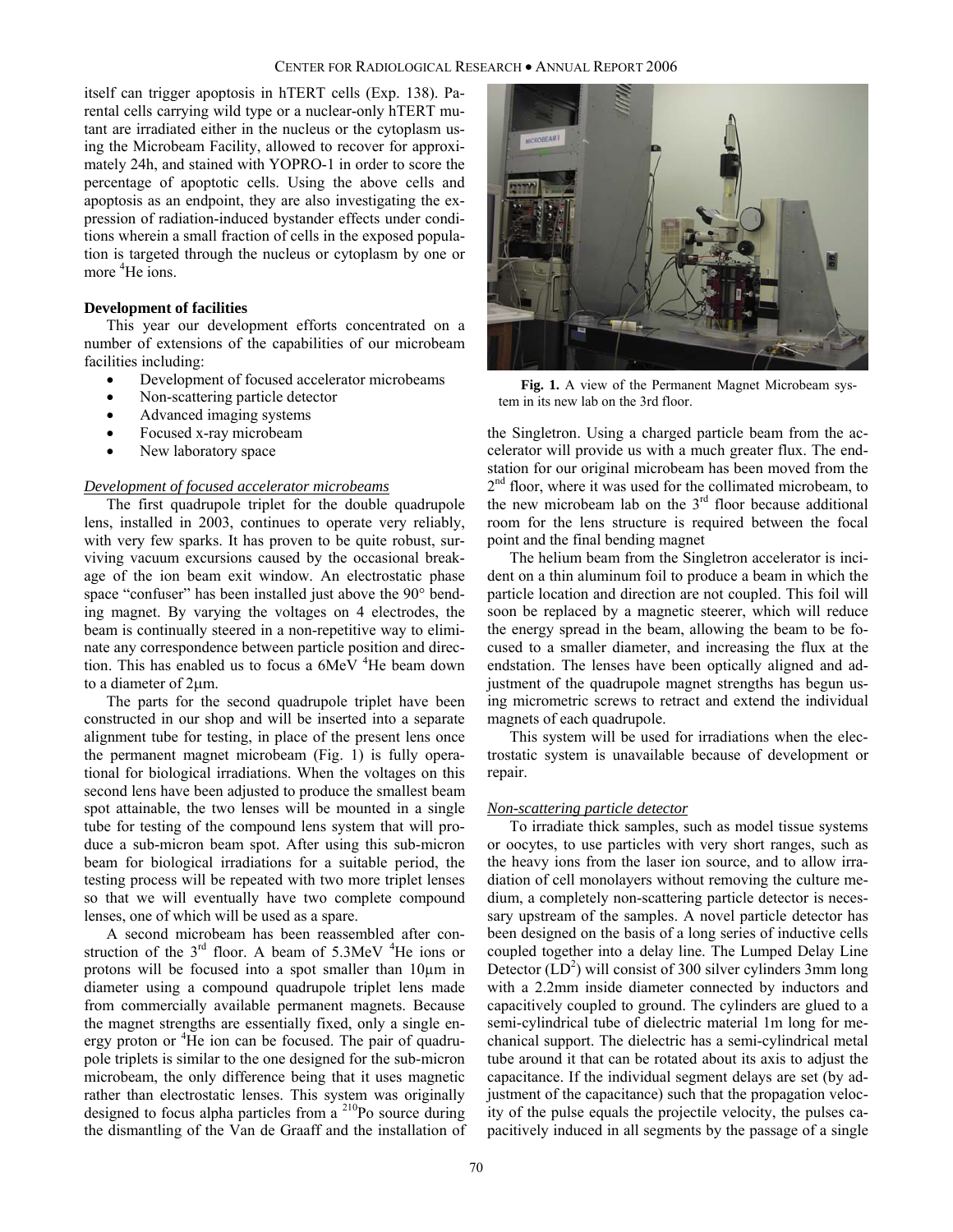itself can trigger apoptosis in hTERT cells (Exp. 138). Parental cells carrying wild type or a nuclear-only hTERT mutant are irradiated either in the nucleus or the cytoplasm using the Microbeam Facility, allowed to recover for approximately 24h, and stained with YOPRO-1 in order to score the percentage of apoptotic cells. Using the above cells and apoptosis as an endpoint, they are also investigating the expression of radiation-induced bystander effects under conditions wherein a small fraction of cells in the exposed population is targeted through the nucleus or cytoplasm by one or more $^{4}$He ions.

**Development of facilities**

This year our development efforts concentrated on a number of extensions of the capabilities of our microbeam facilities including:

- Development of focused accelerator microbeams
- Non-scattering particle detector
- Advanced imaging systems
- Focused x-ray microbeam
- New laboratory space

*Development of focused accelerator microbeams*

The first quadrupole triplet for the double quadrupole lens, installed in 2003, continues to operate very reliably, with very few sparks. It has proven to be quite robust, surviving vacuum excursions caused by the occasional breakage of the ion beam exit window. An electrostatic phase space "confuser" has been installed just above the 90° bending magnet. By varying the voltages on 4 electrodes, the beam is continually steered in a non-repetitive way to eliminate any correspondence between particle position and direction. This has enabled us to focus a 6MeV $^{4}$He beam down to a diameter of 2μm.

The parts for the second quadrupole triplet have been constructed in our shop and will be inserted into a separate alignment tube for testing, in place of the present lens once the permanent magnet microbeam (Fig. 1) is fully operational for biological irradiations. When the voltages on this second lens have been adjusted to produce the smallest beam spot attainable, the two lenses will be mounted in a single tube for testing of the compound lens system that will produce a sub-micron beam spot. After using this sub-micron beam for biological irradiations for a suitable period, the testing process will be repeated with two more triplet lenses so that we will eventually have two complete compound lenses, one of which will be used as a spare.

A second microbeam has been reassembled after construction of the 3rd floor. A beam of 5.3MeV $^{4}$He ions or protons will be focused into a spot smaller than 10μm in diameter using a compound quadrupole triplet lens made from commercially available permanent magnets. Because the magnet strengths are essentially fixed, only a single energy proton or $^{4}$He ion can be focused. The pair of quadrupole triplets is similar to the one designed for the sub-micron microbeam, the only difference being that it uses magnetic rather than electrostatic lenses. This system was originally designed to focus alpha particles from a $^{210}$Po source during the dismantling of the Van de Graaff and the installation of the Singletron. Using a charged particle beam from the accelerator will provide us with a much greater flux. The endstation for our original microbeam has been moved from the 2nd floor, where it was used for the collimated microbeam, to the new microbeam lab on the 3rd floor because additional room for the lens structure is required between the focal point and the final bending magnet

**Fig. 1.** A view of the Permanent Magnet Microbeam system in its new lab on the 3rd floor.

The helium beam from the Singletron accelerator is incident on a thin aluminum foil to produce a beam in which the particle location and direction are not coupled. This foil will soon be replaced by a magnetic steerer, which will reduce the energy spread in the beam, allowing the beam to be focused to a smaller diameter, and increasing the flux at the endstation. The lenses have been optically aligned and adjustment of the quadrupole magnet strengths has begun using micrometric screws to retract and extend the individual magnets of each quadrupole.

This system will be used for irradiations when the electrostatic system is unavailable because of development or repair.

*Non-scattering particle detector*

To irradiate thick samples, such as model tissue systems or oocytes, to use particles with very short ranges, such as the heavy ions from the laser ion source, and to allow irradiation of cell monolayers without removing the culture medium, a completely non-scattering particle detector is necessary upstream of the samples. A novel particle detector has been designed on the basis of a long series of inductive cells coupled together into a delay line. The Lumped Delay Line Detector ($LD^2$) will consist of 300 silver cylinders 3mm long with a 2.2mm inside diameter connected by inductors and capacitively coupled to ground. The cylinders are glued to a semi-cylindrical tube of dielectric material 1m long for mechanical support. The dielectric has a semi-cylindrical metal tube around it that can be rotated about its axis to adjust the capacitance. If the individual segment delays are set (by adjustment of the capacitance) such that the propagation velocity of the pulse equals the projectile velocity, the pulses capacitively induced in all segments by the passage of a single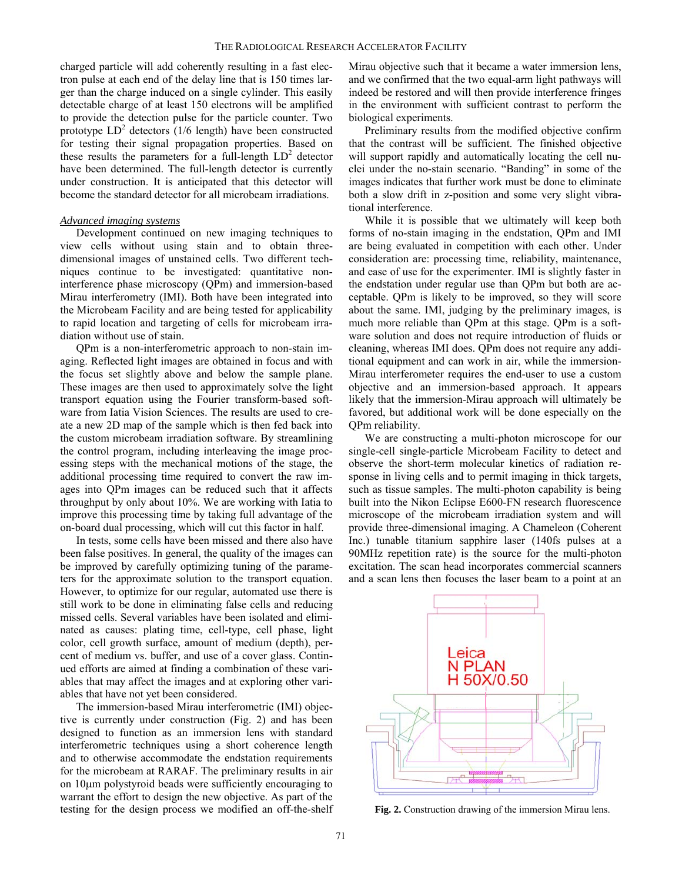charged particle will add coherently resulting in a fast electron pulse at each end of the delay line that is 150 times larger than the charge induced on a single cylinder. This easily detectable charge of at least 150 electrons will be amplified to provide the detection pulse for the particle counter. Two prototype $LD^2$ detectors (1/6 length) have been constructed for testing their signal propagation properties. Based on these results the parameters for a full-length $LD^2$ detector have been determined. The full-length detector is currently under construction. It is anticipated that this detector will become the standard detector for all microbeam irradiations.

*Advanced imaging systems*

Development continued on new imaging techniques to view cells without using stain and to obtain three-dimensional images of unstained cells. Two different techniques continue to be investigated: quantitative non-interference phase microscopy (QPm) and immersion-based Mirau interferometry (IMI). Both have been integrated into the Microbeam Facility and are being tested for applicability to rapid location and targeting of cells for microbeam irradiation without use of stain.

QPm is a non-interferometric approach to non-stain imaging. Reflected light images are obtained in focus and with the focus set slightly above and below the sample plane. These images are then used to approximately solve the light transport equation using the Fourier transform-based software from Iatia Vision Sciences. The results are used to create a new 2D map of the sample which is then fed back into the custom microbeam irradiation software. By streamlining the control program, including interleaving the image processing steps with the mechanical motions of the stage, the additional processing time required to convert the raw images into QPm images can be reduced such that it affects throughput by only about 10%. We are working with Iatia to improve this processing time by taking full advantage of the on-board dual processing, which will cut this factor in half.

In tests, some cells have been missed and there also have been false positives. In general, the quality of the images can be improved by carefully optimizing tuning of the parameters for the approximate solution to the transport equation. However, to optimize for our regular, automated use there is still work to be done in eliminating false cells and reducing missed cells. Several variables have been isolated and eliminated as causes: plating time, cell-type, cell phase, light color, cell growth surface, amount of medium (depth), percent of medium vs. buffer, and use of a cover glass. Continued efforts are aimed at finding a combination of these variables that may affect the images and at exploring other variables that have not yet been considered.

The immersion-based Mirau interferometric (IMI) objective is currently under construction (Fig. 2) and has been designed to function as an immersion lens with standard interferometric techniques using a short coherence length and to otherwise accommodate the endstation requirements for the microbeam at RARAF. The preliminary results in air on 10μm polystyroid beads were sufficiently encouraging to warrant the effort to design the new objective. As part of the testing for the design process we modified an off-the-shelf Mirau objective such that it became a water immersion lens, and we confirmed that the two equal-arm light pathways will indeed be restored and will then provide interference fringes in the environment with sufficient contrast to perform the biological experiments.

Preliminary results from the modified objective confirm that the contrast will be sufficient. The finished objective will support rapidly and automatically locating the cell nuclei under the no-stain scenario. "Banding" in some of the images indicates that further work must be done to eliminate both a slow drift in z-position and some very slight vibrational interference.

While it is possible that we ultimately will keep both forms of no-stain imaging in the endstation, QPm and IMI are being evaluated in competition with each other. Under consideration are: processing time, reliability, maintenance, and ease of use for the experimenter. IMI is slightly faster in the endstation under regular use than QPm but both are acceptable. QPm is likely to be improved, so they will score about the same. IMI, judging by the preliminary images, is much more reliable than QPm at this stage. QPm is a software solution and does not require introduction of fluids or cleaning, whereas IMI does. QPm does not require any additional equipment and can work in air, while the immersion-Mirau interferometer requires the end-user to use a custom objective and an immersion-based approach. It appears likely that the immersion-Mirau approach will ultimately be favored, but additional work will be done especially on the QPm reliability.

We are constructing a multi-photon microscope for our single-cell single-particle Microbeam Facility to detect and observe the short-term molecular kinetics of radiation response in living cells and to permit imaging in thick targets, such as tissue samples. The multi-photon capability is being built into the Nikon Eclipse E600-FN research fluorescence microscope of the microbeam irradiation system and will provide three-dimensional imaging. A Chameleon (Coherent Inc.) tunable titanium sapphire laser (140fs pulses at a 90MHz repetition rate) is the source for the multi-photon excitation. The scan head incorporates commercial scanners and a scan lens then focuses the laser beam to a point at an

Leica
N PLAN
H 50X/0.50

**Fig. 2.** Construction drawing of the immersion Mirau lens.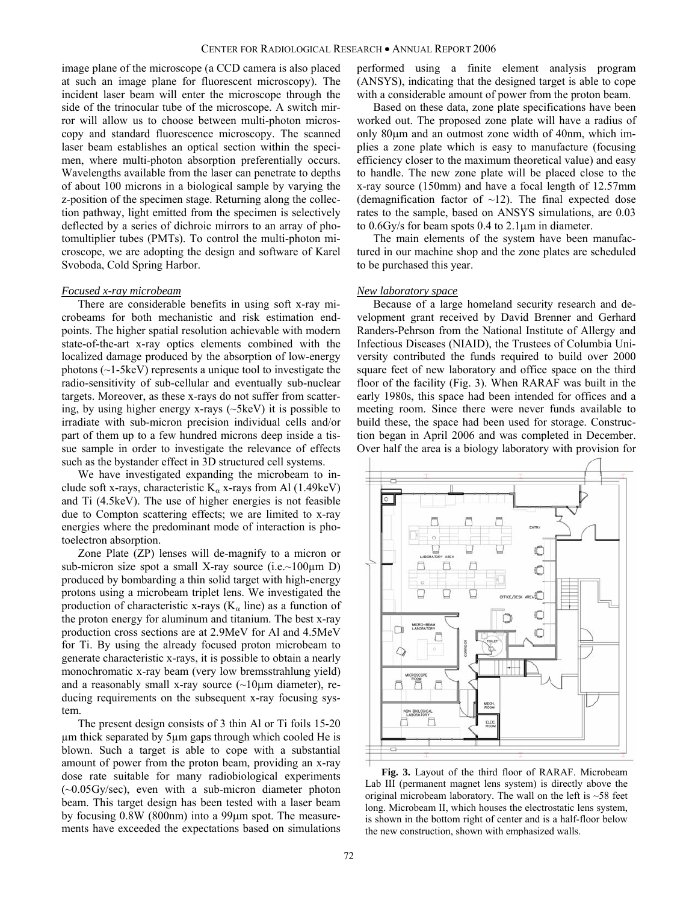image plane of the microscope (a CCD camera is also placed at such an image plane for fluorescent microscopy). The incident laser beam will enter the microscope through the side of the trinocular tube of the microscope. A switch mirror will allow us to choose between multi-photon microscopy and standard fluorescence microscopy. The scanned laser beam establishes an optical section within the specimen, where multi-photon absorption preferentially occurs. Wavelengths available from the laser can penetrate to depths of about 100 microns in a biological sample by varying the z-position of the specimen stage. Returning along the collection pathway, light emitted from the specimen is selectively deflected by a series of dichroic mirrors to an array of photomultiplier tubes (PMTs). To control the multi-photon microscope, we are adopting the design and software of Karel Svoboda, Cold Spring Harbor.

*Focused x-ray microbeam*

There are considerable benefits in using soft x-ray microbeams for both mechanistic and risk estimation endpoints. The higher spatial resolution achievable with modern state-of-the-art x-ray optics elements combined with the localized damage produced by the absorption of low-energy photons (~1-5keV) represents a unique tool to investigate the radio-sensitivity of sub-cellular and eventually sub-nuclear targets. Moreover, as these x-rays do not suffer from scattering, by using higher energy x-rays (~5keV) it is possible to irradiate with sub-micron precision individual cells and/or part of them up to a few hundred microns deep inside a tissue sample in order to investigate the relevance of effects such as the bystander effect in 3D structured cell systems.

We have investigated expanding the microbeam to include soft x-rays, characteristic $K_\alpha$ x-rays from Al (1.49keV) and Ti (4.5keV). The use of higher energies is not feasible due to Compton scattering effects; we are limited to x-ray energies where the predominant mode of interaction is photoelectron absorption.

Zone Plate (ZP) lenses will de-magnify to a micron or sub-micron size spot a small X-ray source (i.e.~100μm D) produced by bombarding a thin solid target with high-energy protons using a microbeam triplet lens. We investigated the production of characteristic x-rays ($K_\alpha$ line) as a function of the proton energy for aluminum and titanium. The best x-ray production cross sections are at 2.9MeV for Al and 4.5MeV for Ti. By using the already focused proton microbeam to generate characteristic x-rays, it is possible to obtain a nearly monochromatic x-ray beam (very low bremsstrahlung yield) and a reasonably small x-ray source (~10μm diameter), reducing requirements on the subsequent x-ray focusing system.

The present design consists of 3 thin Al or Ti foils 15-20 μm thick separated by 5μm gaps through which cooled He is blown. Such a target is able to cope with a substantial amount of power from the proton beam, providing an x-ray dose rate suitable for many radiobiological experiments (~0.05Gy/sec), even with a sub-micron diameter photon beam. This target design has been tested with a laser beam by focusing 0.8W (800nm) into a 99μm spot. The measurements have exceeded the expectations based on simulations performed using a finite element analysis program (ANSYS), indicating that the designed target is able to cope with a considerable amount of power from the proton beam.

Based on these data, zone plate specifications have been worked out. The proposed zone plate will have a radius of only 80μm and an outmost zone width of 40nm, which implies a zone plate which is easy to manufacture (focusing efficiency closer to the maximum theoretical value) and easy to handle. The new zone plate will be placed close to the x-ray source (150mm) and have a focal length of 12.57mm (demagnification factor of ~12). The final expected dose rates to the sample, based on ANSYS simulations, are 0.03 to 0.6Gy/s for beam spots 0.4 to 2.1μm in diameter.

The main elements of the system have been manufactured in our machine shop and the zone plates are scheduled to be purchased this year.

*New laboratory space*

Because of a large homeland security research and development grant received by David Brenner and Gerhard Randers-Pehrson from the National Institute of Allergy and Infectious Diseases (NIAID), the Trustees of Columbia University contributed the funds required to build over 2000 square feet of new laboratory and office space on the third floor of the facility (Fig. 3). When RARAF was built in the early 1980s, this space had been intended for offices and a meeting room. Since there were never funds available to build these, the space had been used for storage. Construction began in April 2006 and was completed in December. Over half the area is a biology laboratory with provision for

ENTRY

LABORATORY AREA

OFFICE/DESK AREA

MICRO-BEAM LABORATORY

CORRIDOR

TOILET

MICROSCOPE ROOM

NON BIOLOGICAL LABORATORY

MECH. ROOM

ELEC. ROOM

**Fig. 3.** Layout of the third floor of RARAF. Microbeam Lab III (permanent magnet lens system) is directly above the original microbeam laboratory. The wall on the left is ~58 feet long. Microbeam II, which houses the electrostatic lens system, is shown in the bottom right of center and is a half-floor below the new construction, shown with emphasized walls.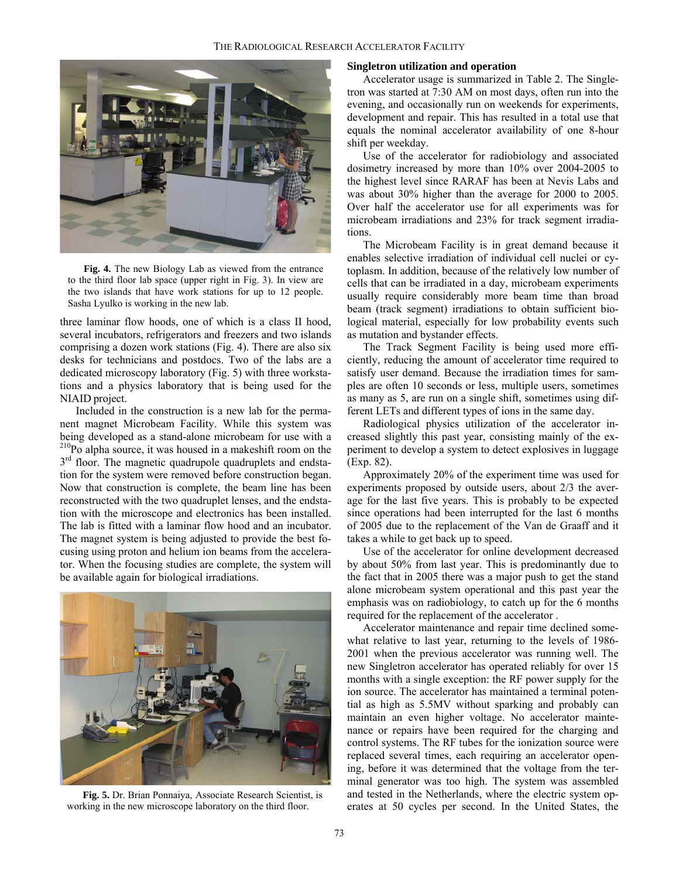**Fig. 4.** The new Biology Lab as viewed from the entrance to the third floor lab space (upper right in Fig. 3). In view are the two islands that have work stations for up to 12 people. Sasha Lyulko is working in the new lab.

three laminar flow hoods, one of which is a class II hood, several incubators, refrigerators and freezers and two islands comprising a dozen work stations (Fig. 4). There are also six desks for technicians and postdocs. Two of the labs are a dedicated microscopy laboratory (Fig. 5) with three workstations and a physics laboratory that is being used for the NIAID project.

Included in the construction is a new lab for the permanent magnet Microbeam Facility. While this system was being developed as a stand-alone microbeam for use with a $^{210}$Po alpha source, it was housed in a makeshift room on the 3rd floor. The magnetic quadrupole quadruplets and endstation for the system were removed before construction began. Now that construction is complete, the beam line has been reconstructed with the two quadruplet lenses, and the endstation with the microscope and electronics has been installed. The lab is fitted with a laminar flow hood and an incubator. The magnet system is being adjusted to provide the best focusing using proton and helium ion beams from the accelerator. When the focusing studies are complete, the system will be available again for biological irradiations.

**Fig. 5.** Dr. Brian Ponnaiya, Associate Research Scientist, is working in the new microscope laboratory on the third floor.

**Singletron utilization and operation**

Accelerator usage is summarized in Table 2. The Singletron was started at 7:30 AM on most days, often run into the evening, and occasionally run on weekends for experiments, development and repair. This has resulted in a total use that equals the nominal accelerator availability of one 8-hour shift per weekday.

Use of the accelerator for radiobiology and associated dosimetry increased by more than 10% over 2004-2005 to the highest level since RARAF has been at Nevis Labs and was about 30% higher than the average for 2000 to 2005. Over half the accelerator use for all experiments was for microbeam irradiations and 23% for track segment irradiations.

The Microbeam Facility is in great demand because it enables selective irradiation of individual cell nuclei or cytoplasm. In addition, because of the relatively low number of cells that can be irradiated in a day, microbeam experiments usually require considerably more beam time than broad beam (track segment) irradiations to obtain sufficient biological material, especially for low probability events such as mutation and bystander effects.

The Track Segment Facility is being used more efficiently, reducing the amount of accelerator time required to satisfy user demand. Because the irradiation times for samples are often 10 seconds or less, multiple users, sometimes as many as 5, are run on a single shift, sometimes using different LETs and different types of ions in the same day.

Radiological physics utilization of the accelerator increased slightly this past year, consisting mainly of the experiment to develop a system to detect explosives in luggage (Exp. 82).

Approximately 20% of the experiment time was used for experiments proposed by outside users, about 2/3 the average for the last five years. This is probably to be expected since operations had been interrupted for the last 6 months of 2005 due to the replacement of the Van de Graaff and it takes a while to get back up to speed.

Use of the accelerator for online development decreased by about 50% from last year. This is predominantly due to the fact that in 2005 there was a major push to get the stand alone microbeam system operational and this past year the emphasis was on radiobiology, to catch up for the 6 months required for the replacement of the accelerator .

Accelerator maintenance and repair time declined somewhat relative to last year, returning to the levels of 1986-2001 when the previous accelerator was running well. The new Singletron accelerator has operated reliably for over 15 months with a single exception: the RF power supply for the ion source. The accelerator has maintained a terminal potential as high as 5.5MV without sparking and probably can maintain an even higher voltage. No accelerator maintenance or repairs have been required for the charging and control systems. The RF tubes for the ionization source were replaced several times, each requiring an accelerator opening, before it was determined that the voltage from the terminal generator was too high. The system was assembled and tested in the Netherlands, where the electric system operates at 50 cycles per second. In the United States, the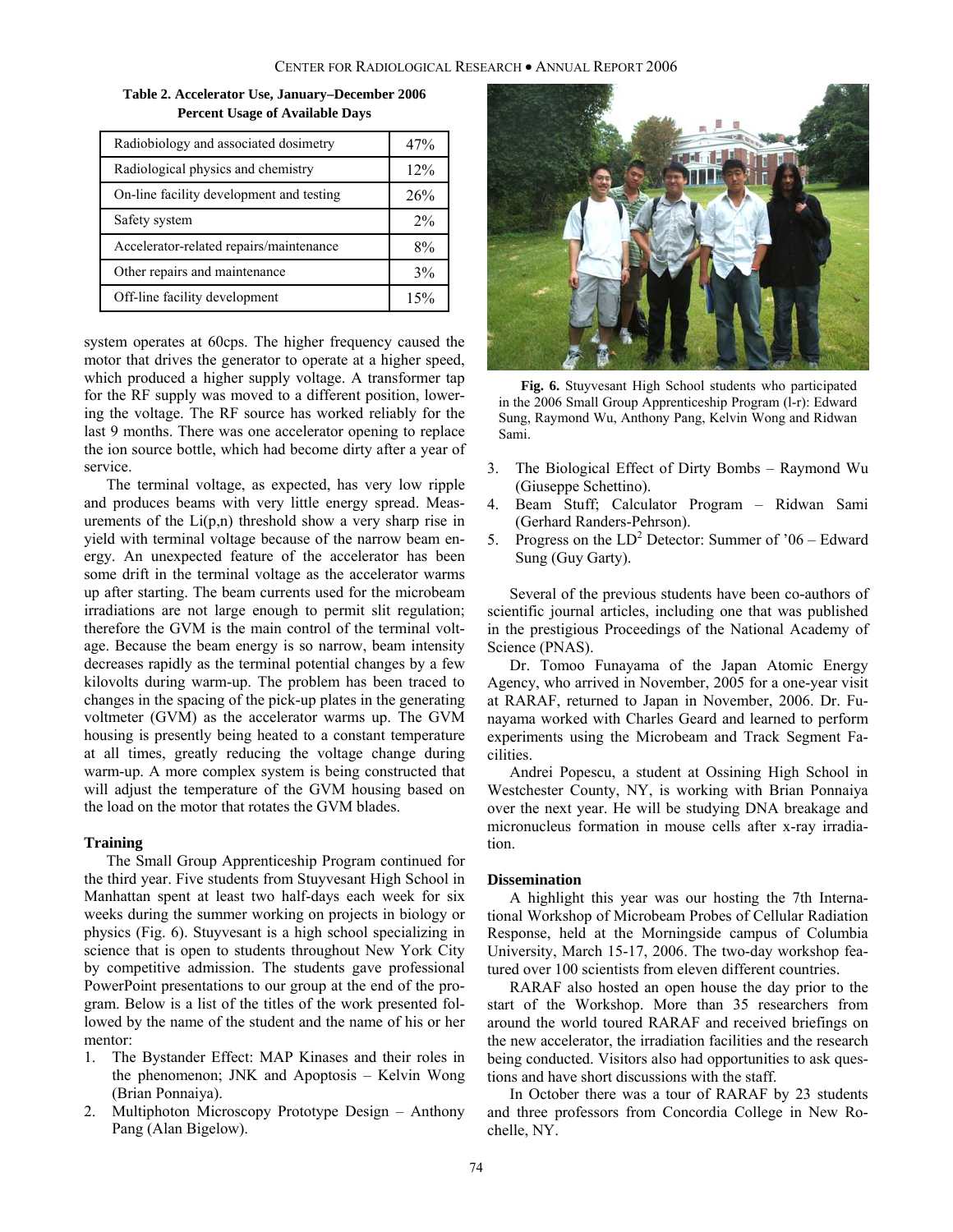**Table 2. Accelerator Use, January–December 2006**
**Percent Usage of Available Days**

| | |
|---|---|
| Radiobiology and associated dosimetry | 47% |
| Radiological physics and chemistry | 12% |
| On-line facility development and testing | 26% |
| Safety system | 2% |
| Accelerator-related repairs/maintenance | 8% |
| Other repairs and maintenance | 3% |
| Off-line facility development | 15% |

system operates at 60cps. The higher frequency caused the motor that drives the generator to operate at a higher speed, which produced a higher supply voltage. A transformer tap for the RF supply was moved to a different position, lowering the voltage. The RF source has worked reliably for the last 9 months. There was one accelerator opening to replace the ion source bottle, which had become dirty after a year of service.

The terminal voltage, as expected, has very low ripple and produces beams with very little energy spread. Measurements of the Li(p,n) threshold show a very sharp rise in yield with terminal voltage because of the narrow beam energy. An unexpected feature of the accelerator has been some drift in the terminal voltage as the accelerator warms up after starting. The beam currents used for the microbeam irradiations are not large enough to permit slit regulation; therefore the GVM is the main control of the terminal voltage. Because the beam energy is so narrow, beam intensity decreases rapidly as the terminal potential changes by a few kilovolts during warm-up. The problem has been traced to changes in the spacing of the pick-up plates in the generating voltmeter (GVM) as the accelerator warms up. The GVM housing is presently being heated to a constant temperature at all times, greatly reducing the voltage change during warm-up. A more complex system is being constructed that will adjust the temperature of the GVM housing based on the load on the motor that rotates the GVM blades.

### Training

The Small Group Apprenticeship Program continued for the third year. Five students from Stuyvesant High School in Manhattan spent at least two half-days each week for six weeks during the summer working on projects in biology or physics (Fig. 6). Stuyvesant is a high school specializing in science that is open to students throughout New York City by competitive admission. The students gave professional PowerPoint presentations to our group at the end of the program. Below is a list of the titles of the work presented followed by the name of the student and the name of his or her mentor:

1. The Bystander Effect: MAP Kinases and their roles in the phenomenon; JNK and Apoptosis – Kelvin Wong (Brian Ponnaiya).
2. Multiphoton Microscopy Prototype Design – Anthony Pang (Alan Bigelow).
3. The Biological Effect of Dirty Bombs – Raymond Wu (Giuseppe Schettino).
4. Beam Stuff; Calculator Program – Ridwan Sami (Gerhard Randers-Pehrson).
5. Progress on the LD$^2$ Detector: Summer of '06 – Edward Sung (Guy Garty).

**Fig. 6.** Stuyvesant High School students who participated in the 2006 Small Group Apprenticeship Program (l-r): Edward Sung, Raymond Wu, Anthony Pang, Kelvin Wong and Ridwan Sami.

Several of the previous students have been co-authors of scientific journal articles, including one that was published in the prestigious Proceedings of the National Academy of Science (PNAS).

Dr. Tomoo Funayama of the Japan Atomic Energy Agency, who arrived in November, 2005 for a one-year visit at RARAF, returned to Japan in November, 2006. Dr. Funayama worked with Charles Geard and learned to perform experiments using the Microbeam and Track Segment Facilities.

Andrei Popescu, a student at Ossining High School in Westchester County, NY, is working with Brian Ponnaiya over the next year. He will be studying DNA breakage and micronucleus formation in mouse cells after x-ray irradiation.

### Dissemination

A highlight this year was our hosting the 7th International Workshop of Microbeam Probes of Cellular Radiation Response, held at the Morningside campus of Columbia University, March 15-17, 2006. The two-day workshop featured over 100 scientists from eleven different countries.

RARAF also hosted an open house the day prior to the start of the Workshop. More than 35 researchers from around the world toured RARAF and received briefings on the new accelerator, the irradiation facilities and the research being conducted. Visitors also had opportunities to ask questions and have short discussions with the staff.

In October there was a tour of RARAF by 23 students and three professors from Concordia College in New Rochelle, NY.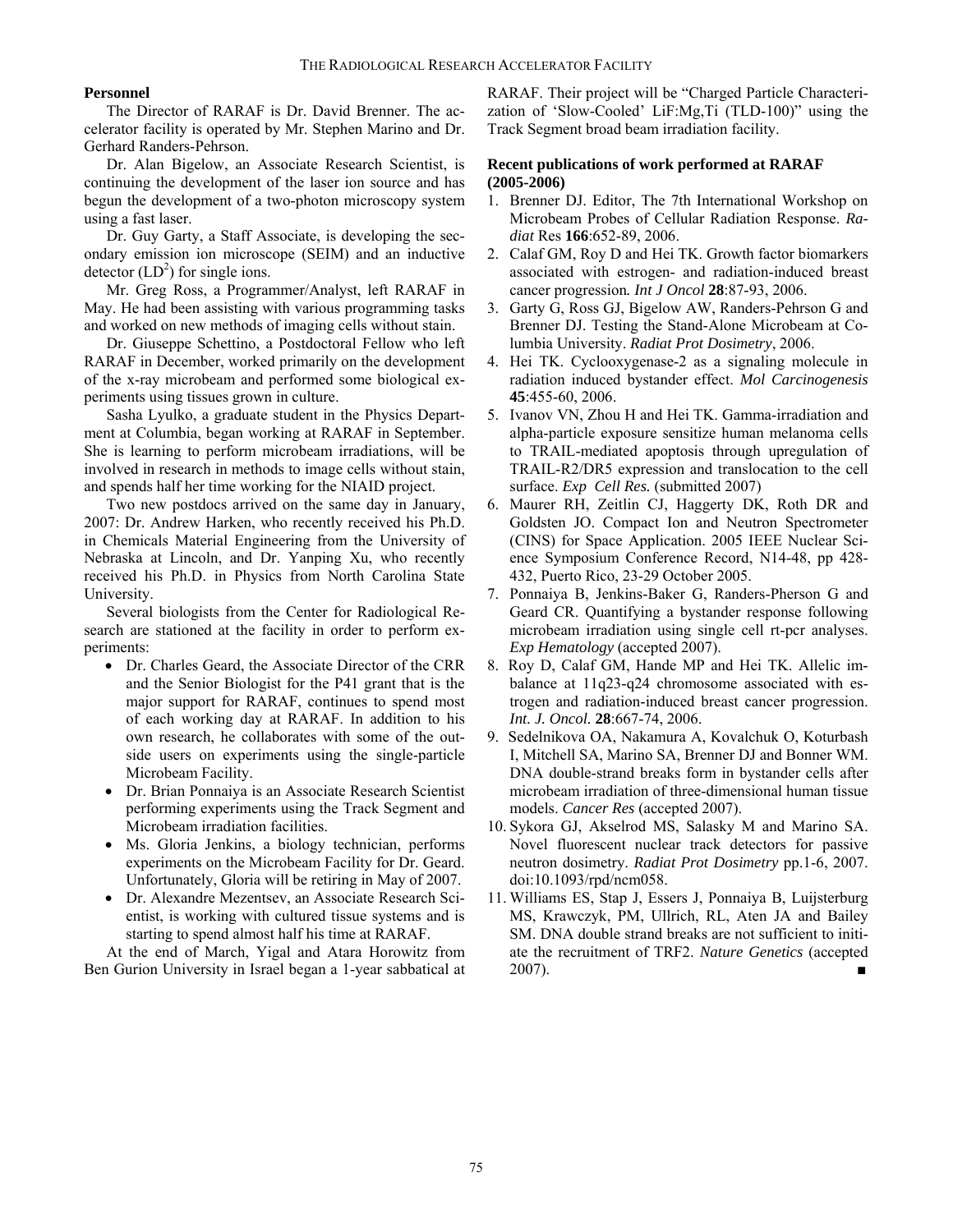### Personnel

The Director of RARAF is Dr. David Brenner. The accelerator facility is operated by Mr. Stephen Marino and Dr. Gerhard Randers-Pehrson.

Dr. Alan Bigelow, an Associate Research Scientist, is continuing the development of the laser ion source and has begun the development of a two-photon microscopy system using a fast laser.

Dr. Guy Garty, a Staff Associate, is developing the secondary emission ion microscope (SEIM) and an inductive detector ($LD^2$) for single ions.

Mr. Greg Ross, a Programmer/Analyst, left RARAF in May. He had been assisting with various programming tasks and worked on new methods of imaging cells without stain.

Dr. Giuseppe Schettino, a Postdoctoral Fellow who left RARAF in December, worked primarily on the development of the x-ray microbeam and performed some biological experiments using tissues grown in culture.

Sasha Lyulko, a graduate student in the Physics Department at Columbia, began working at RARAF in September. She is learning to perform microbeam irradiations, will be involved in research in methods to image cells without stain, and spends half her time working for the NIAID project.

Two new postdocs arrived on the same day in January, 2007: Dr. Andrew Harken, who recently received his Ph.D. in Chemicals Material Engineering from the University of Nebraska at Lincoln, and Dr. Yanping Xu, who recently received his Ph.D. in Physics from North Carolina State University.

Several biologists from the Center for Radiological Research are stationed at the facility in order to perform experiments:

- Dr. Charles Geard, the Associate Director of the CRR and the Senior Biologist for the P41 grant that is the major support for RARAF, continues to spend most of each working day at RARAF. In addition to his own research, he collaborates with some of the outside users on experiments using the single-particle Microbeam Facility.
- Dr. Brian Ponnaiya is an Associate Research Scientist performing experiments using the Track Segment and Microbeam irradiation facilities.
- Ms. Gloria Jenkins, a biology technician, performs experiments on the Microbeam Facility for Dr. Geard. Unfortunately, Gloria will be retiring in May of 2007.
- Dr. Alexandre Mezentsev, an Associate Research Scientist, is working with cultured tissue systems and is starting to spend almost half his time at RARAF.

At the end of March, Yigal and Atara Horowitz from Ben Gurion University in Israel began a 1-year sabbatical at RARAF. Their project will be "Charged Particle Characterization of 'Slow-Cooled' LiF:Mg,Ti (TLD-100)" using the Track Segment broad beam irradiation facility.

### Recent publications of work performed at RARAF (2005-2006)

1. Brenner DJ. Editor, The 7th International Workshop on Microbeam Probes of Cellular Radiation Response. *Radiat* Res **166**:652-89, 2006.
2. Calaf GM, Roy D and Hei TK. Growth factor biomarkers associated with estrogen- and radiation-induced breast cancer progression*. Int J Oncol* **28**:87-93, 2006.
3. Garty G, Ross GJ, Bigelow AW, Randers-Pehrson G and Brenner DJ. Testing the Stand-Alone Microbeam at Columbia University. *Radiat Prot Dosimetry*, 2006.
4. Hei TK. Cyclooxygenase-2 as a signaling molecule in radiation induced bystander effect. *Mol Carcinogenesis* **45**:455-60, 2006.
5. Ivanov VN, Zhou H and Hei TK. Gamma-irradiation and alpha-particle exposure sensitize human melanoma cells to TRAIL-mediated apoptosis through upregulation of TRAIL-R2/DR5 expression and translocation to the cell surface. *Exp Cell Res.* (submitted 2007)
6. Maurer RH, Zeitlin CJ, Haggerty DK, Roth DR and Goldsten JO. Compact Ion and Neutron Spectrometer (CINS) for Space Application. 2005 IEEE Nuclear Science Symposium Conference Record, N14-48, pp 428-432, Puerto Rico, 23-29 October 2005.
7. Ponnaiya B, Jenkins-Baker G, Randers-Pherson G and Geard CR. Quantifying a bystander response following microbeam irradiation using single cell rt-pcr analyses. *Exp Hematology* (accepted 2007).
8. Roy D, Calaf GM, Hande MP and Hei TK. Allelic imbalance at 11q23-q24 chromosome associated with estrogen and radiation-induced breast cancer progression. *Int. J. Oncol.* **28**:667-74, 2006.
9. Sedelnikova OA, Nakamura A, Kovalchuk O, Koturbash I, Mitchell SA, Marino SA, Brenner DJ and Bonner WM. DNA double-strand breaks form in bystander cells after microbeam irradiation of three-dimensional human tissue models. *Cancer Res* (accepted 2007).
10. Sykora GJ, Akselrod MS, Salasky M and Marino SA. Novel fluorescent nuclear track detectors for passive neutron dosimetry. *Radiat Prot Dosimetry* pp.1-6, 2007. doi:10.1093/rpd/ncm058.
11. Williams ES, Stap J, Essers J, Ponnaiya B, Luijsterburg MS, Krawczyk, PM, Ullrich, RL, Aten JA and Bailey SM. DNA double strand breaks are not sufficient to initiate the recruitment of TRF2. *Nature Genetics* (accepted 2007). ■